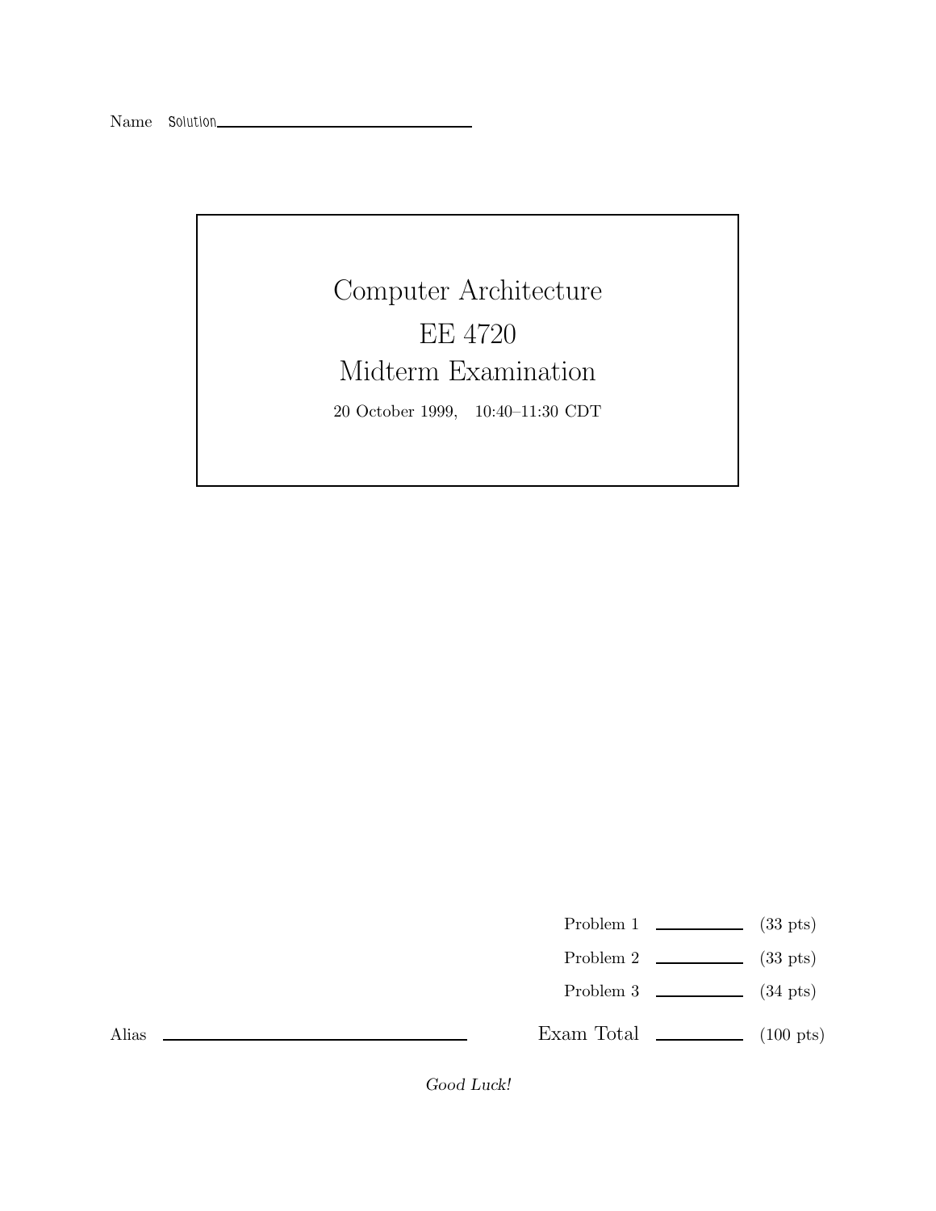Name Solution

# Computer Architecture

# EE 4720

# Midterm Examination

20 October 1999, 10:40–11:30 CDT

| | | |
|---|---|---|
| Problem 1 | ________ | (33 pts) |
| Problem 2 | ________ | (33 pts) |
| Problem 3 | ________ | (34 pts) |
| Exam Total | ________ | (100 pts) |

Alias ________________________

*Good Luck!*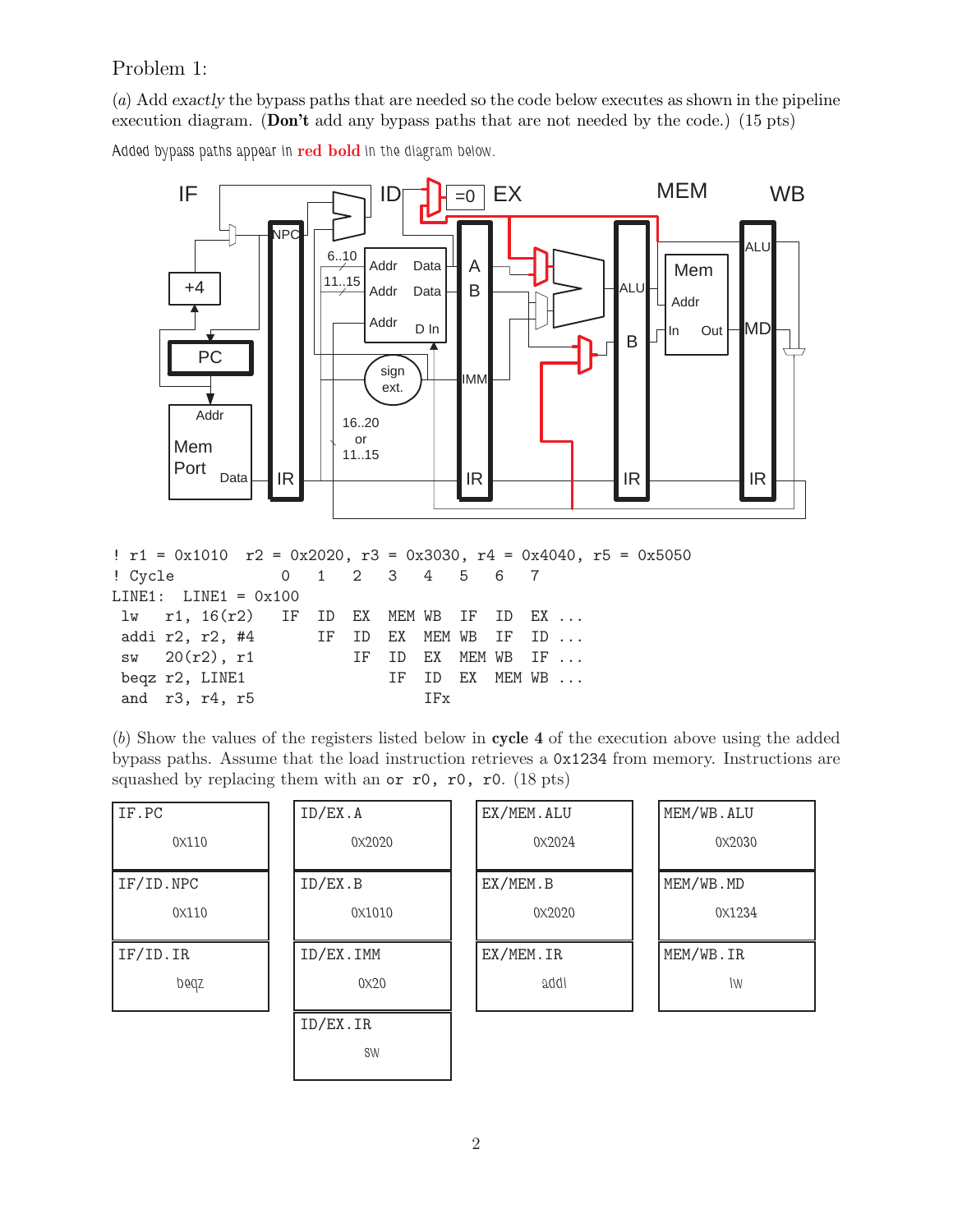Problem 1:

(*a*) Add *exactly* the bypass paths that are needed so the code below executes as shown in the pipeline execution diagram. (**Don't** add any bypass paths that are not needed by the code.) (15 pts)

Added bypass paths appear in **red bold** in the diagram below.

```
! r1 = 0x1010  r2 = 0x2020, r3 = 0x3030, r4 = 0x4040, r5 = 0x5050
! Cycle              0   1   2   3   4   5   6   7
LINE1:  LINE1 = 0x100
 lw   r1, 16(r2)    IF  ID  EX  MEM WB  IF  ID  EX ...
 addi r2, r2, #4        IF  ID  EX  MEM WB  IF  ID ...
 sw   20(r2), r1            IF  ID  EX  MEM WB  IF ...
 beqz r2, LINE1                 IF  ID  EX  MEM WB ...
 and  r3, r4, r5                    IFx
```

(*b*) Show the values of the registers listed below in **cycle 4** of the execution above using the added bypass paths. Assume that the load instruction retrieves a 0x1234 from memory. Instructions are squashed by replacing them with an or r0, r0, r0. (18 pts)

| IF stage | ID/EX | EX/MEM | MEM/WB |
|---|---|---|---|
| IF.PC: 0x110 | ID/EX.A: 0x2020 | EX/MEM.ALU: 0x2024 | MEM/WB.ALU: 0x2030 |
| IF/ID.NPC: 0x110 | ID/EX.B: 0x1010 | EX/MEM.B: 0x2020 | MEM/WB.MD: 0x1234 |
| IF/ID.IR: beqz | ID/EX.IMM: 0x20 | EX/MEM.IR: addi | MEM/WB.IR: lw |
| | ID/EX.IR: sw | | |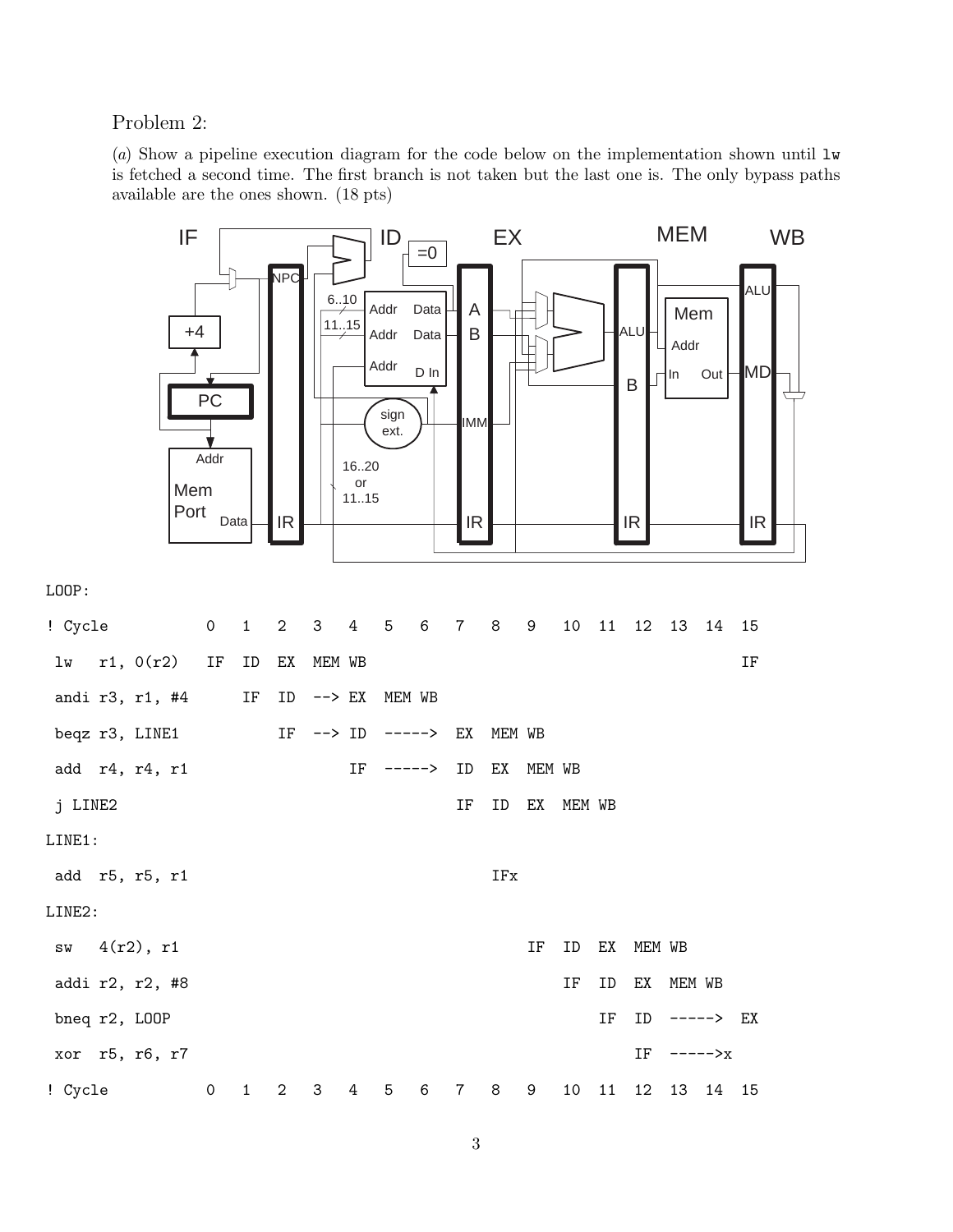Problem 2:

(*a*) Show a pipeline execution diagram for the code below on the implementation shown until `lw` is fetched a second time. The first branch is not taken but the last one is. The only bypass paths available are the ones shown. (18 pts)

```
LOOP:
! Cycle           0    1    2    3    4    5    6    7    8    9    10   11   12   13   14   15
 lw   r1, 0(r2)   IF   ID   EX   MEM  WB                                                    IF
 andi r3, r1, #4       IF   ID   -->  EX   MEM  WB
 beqz r3, LINE1             IF   -->  ID   ----->   EX   MEM  WB
 add  r4, r4, r1                      IF   ----->   ID   EX   MEM  WB
 j LINE2                                            IF   ID   EX   MEM  WB
LINE1:
 add  r5, r5, r1                                         IFx
LINE2:
 sw   4(r2), r1                                               IF   ID   EX   MEM  WB
 addi r2, r2, #8                                                   IF   ID   EX   MEM  WB
 bneq r2, LOOP                                                          IF   ID   ----->   EX
 xor  r5, r6, r7                                                             IF   ----->x
! Cycle           0    1    2    3    4    5    6    7    8    9    10   11   12   13   14   15
```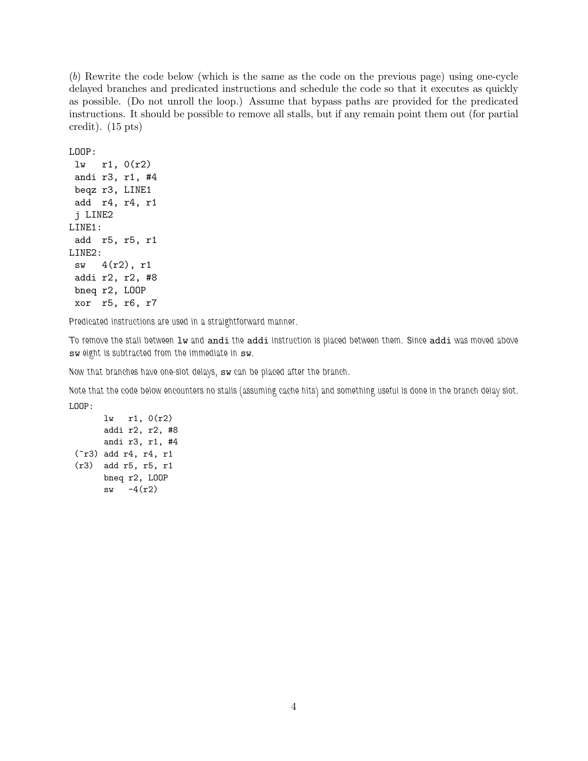(*b*) Rewrite the code below (which is the same as the code on the previous page) using one-cycle delayed branches and predicated instructions and schedule the code so that it executes as quickly as possible. (Do not unroll the loop.) Assume that bypass paths are provided for the predicated instructions. It should be possible to remove all stalls, but if any remain point them out (for partial credit). (15 pts)

```
LOOP:
 lw   r1, 0(r2)
 andi r3, r1, #4
 beqz r3, LINE1
 add  r4, r4, r1
 j LINE2
LINE1:
 add  r5, r5, r1
LINE2:
 sw   4(r2), r1
 addi r2, r2, #8
 bneq r2, LOOP
 xor  r5, r6, r7
```

*Predicated instructions are used in a straightforward manner.*

*To remove the stall between* `lw` *and* `andi` *the* `addi` *instruction is placed between them. Since* `addi` *was moved above* `sw` *eight is subtracted from the immediate in* `sw`*.*

*Now that branches have one-slot delays,* `sw` *can be placed after the branch.*

*Note that the code below encounters no stalls (assuming cache hits) and something useful is done in the branch delay slot.*

```
LOOP:
       lw   r1, 0(r2)
       addi r2, r2, #8
       andi r3, r1, #4
 (~r3) add r4, r4, r1
 (r3)  add r5, r5, r1
       bneq r2, LOOP
       sw   -4(r2)
```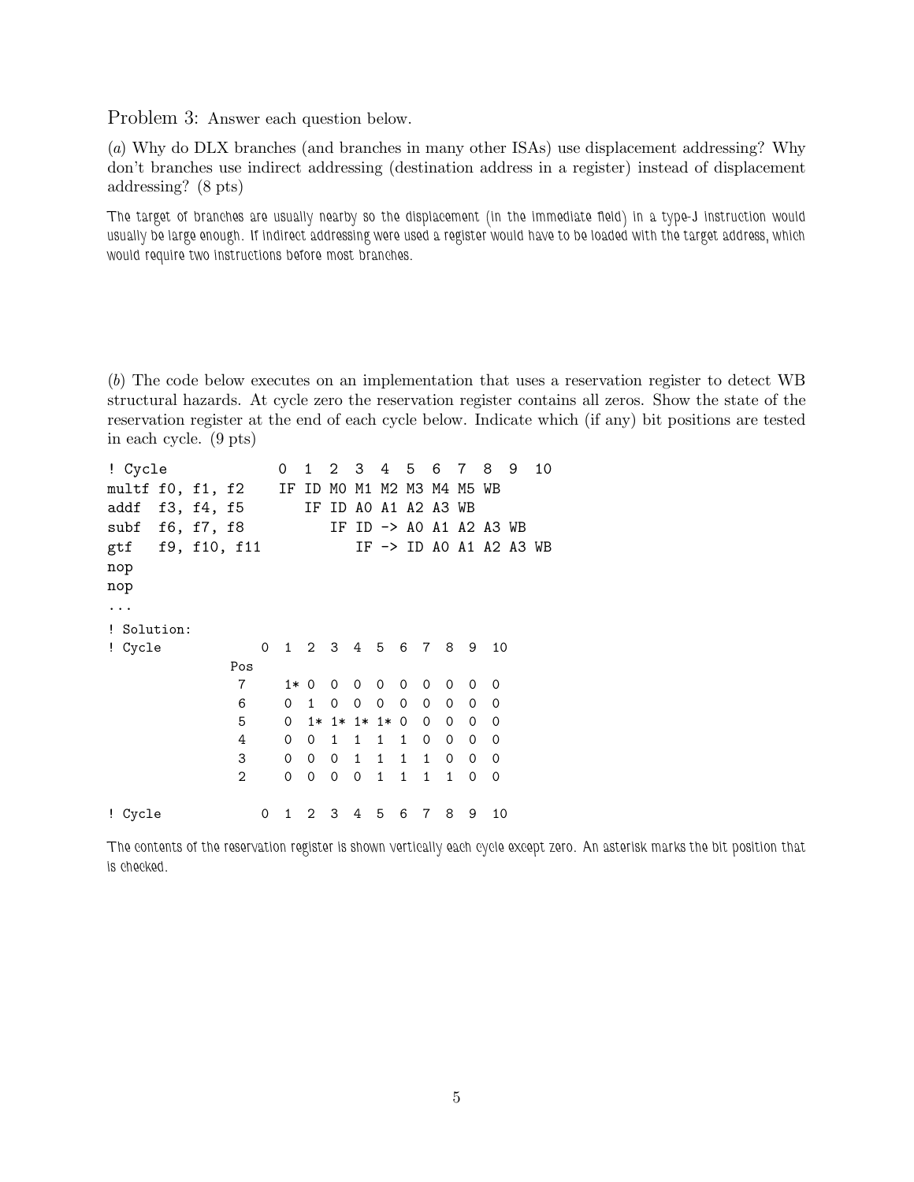Problem 3: Answer each question below.

(*a*) Why do DLX branches (and branches in many other ISAs) use displacement addressing? Why don't branches use indirect addressing (destination address in a register) instead of displacement addressing? (8 pts)

The target of branches are usually nearby so the displacement (in the immediate field) in a type-J instruction would usually be large enough. If indirect addressing were used a register would have to be loaded with the target address, which would require two instructions before most branches.

(*b*) The code below executes on an implementation that uses a reservation register to detect WB structural hazards. At cycle zero the reservation register contains all zeros. Show the state of the reservation register at the end of each cycle below. Indicate which (if any) bit positions are tested in each cycle. (9 pts)

```
! Cycle               0  1  2  3  4  5  6  7  8  9  10
multf f0, f1, f2     IF ID M0 M1 M2 M3 M4 M5 WB
addf  f3, f4, f5        IF ID A0 A1 A2 A3 WB
subf  f6, f7, f8           IF ID -> A0 A1 A2 A3 WB
gtf   f9, f10, f11            IF -> ID A0 A1 A2 A3 WB
nop
nop
...
! Solution:
! Cycle             0  1  2  3  4  5  6  7  8  9  10
                Pos
                 7     1* 0  0  0  0  0  0  0  0  0
                 6     0  1  0  0  0  0  0  0  0  0
                 5     0  1* 1* 1* 1* 0  0  0  0  0
                 4     0  0  1  1  1  1  0  0  0  0
                 3     0  0  0  1  1  1  1  0  0  0
                 2     0  0  0  0  1  1  1  1  0  0

! Cycle             0  1  2  3  4  5  6  7  8  9  10
```

The contents of the reservation register is shown vertically each cycle except zero. An asterisk marks the bit position that is checked.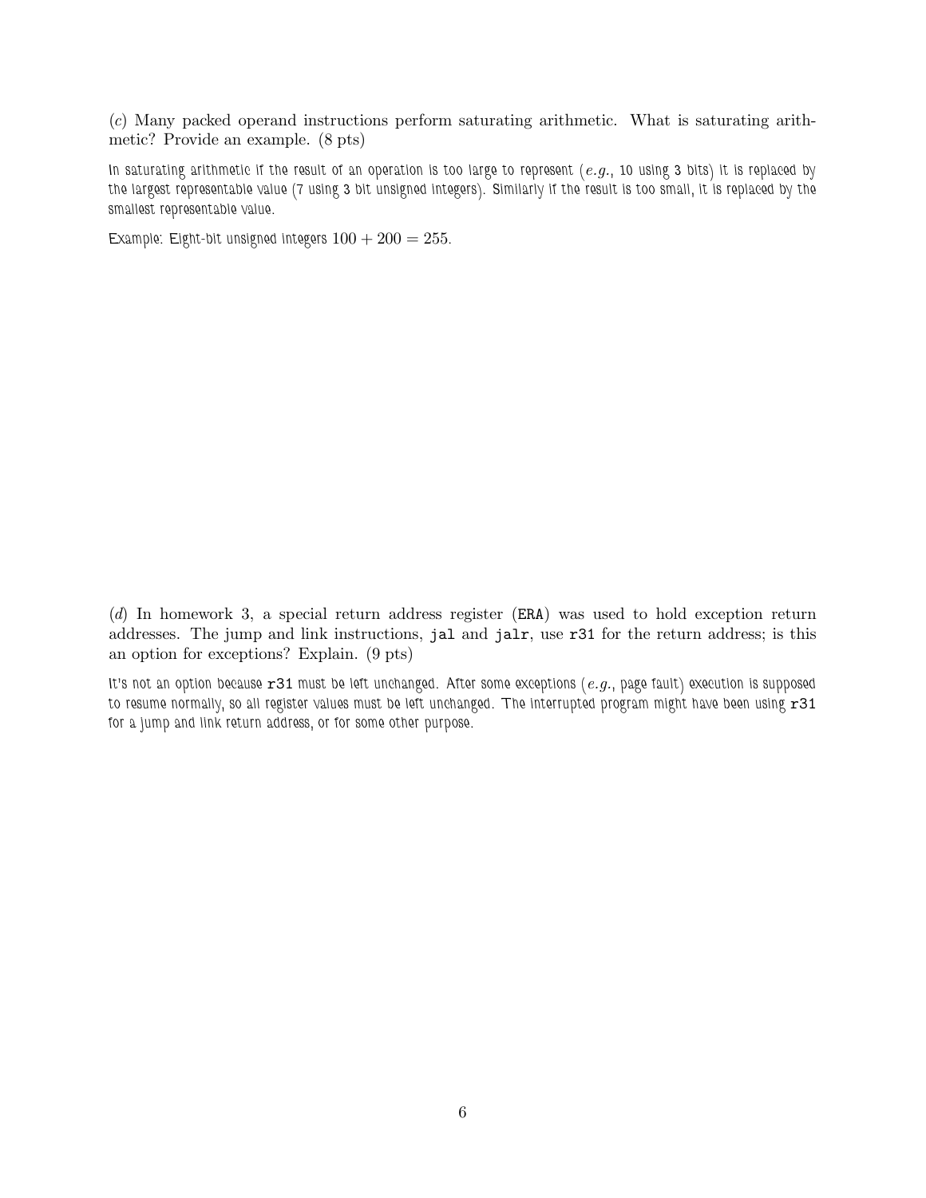(*c*) Many packed operand instructions perform saturating arithmetic. What is saturating arithmetic? Provide an example. (8 pts)

In saturating arithmetic if the result of an operation is too large to represent (*e.g.*, 10 using 3 bits) it is replaced by the largest representable value (7 using 3 bit unsigned integers). Similarly if the result is too small, it is replaced by the smallest representable value.

Example: Eight-bit unsigned integers $100 + 200 = 255$.

(*d*) In homework 3, a special return address register (`ERA`) was used to hold exception return addresses. The jump and link instructions, `jal` and `jalr`, use `r31` for the return address; is this an option for exceptions? Explain. (9 pts)

It's not an option because `r31` must be left unchanged. After some exceptions (*e.g.*, page fault) execution is supposed to resume normally, so all register values must be left unchanged. The interrupted program might have been using `r31` for a jump and link return address, or for some other purpose.